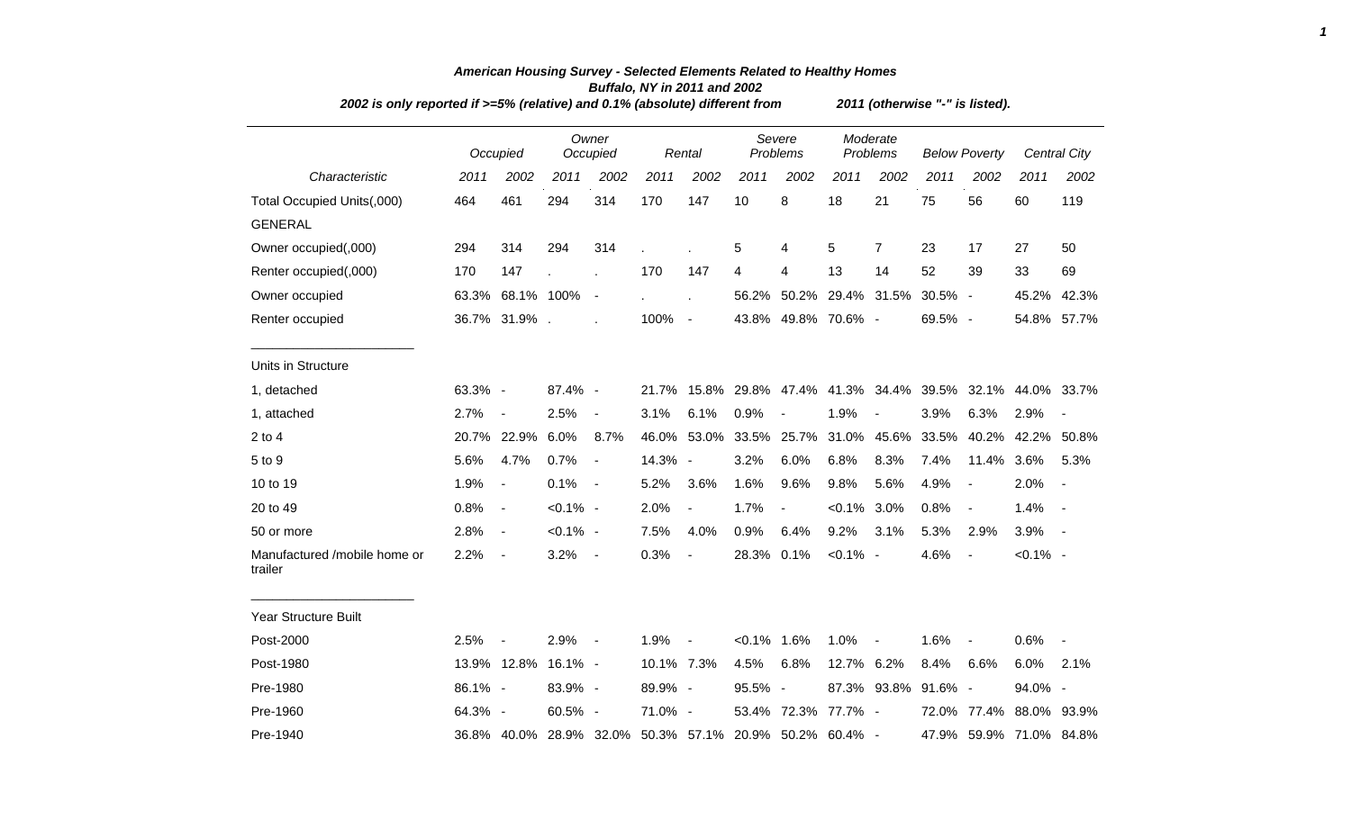# American Housing Survey - Selected Elements Related to Healthy Homes

## Buffalo, NY in 2011 and 2002

*2002 is only reported if >=5% (relative) and 0.1% (absolute) different from 2011 (otherwise "-" is listed).*

| | Occupied | | Owner Occupied | | Rental | | Severe Problems | | Moderate Problems | | Below Poverty | | Central City | |
|---|---|---|---|---|---|---|---|---|---|---|---|---|---|---|
| *Characteristic* | *2011* | *2002* | *2011* | *2002* | *2011* | *2002* | *2011* | *2002* | *2011* | *2002* | *2011* | *2002* | *2011* | *2002* |
| Total Occupied Units(,000) | 464 | 461 | 294 | 314 | 170 | 147 | 10 | 8 | 18 | 21 | 75 | 56 | 60 | 119 |
| GENERAL | | | | | | | | | | | | | | |
| Owner occupied(,000) | 294 | 314 | 294 | 314 | . | . | 5 | 4 | 5 | 7 | 23 | 17 | 27 | 50 |
| Renter occupied(,000) | 170 | 147 | . | . | 170 | 147 | 4 | 4 | 13 | 14 | 52 | 39 | 33 | 69 |
| Owner occupied | 63.3% | 68.1% | 100% | - | . | . | 56.2% | 50.2% | 29.4% | 31.5% | 30.5% | - | 45.2% | 42.3% |
| Renter occupied | 36.7% | 31.9% | . | . | 100% | - | 43.8% | 49.8% | 70.6% | - | 69.5% | - | 54.8% | 57.7% |
| Units in Structure | | | | | | | | | | | | | | |
| 1, detached | 63.3% | - | 87.4% | - | 21.7% | 15.8% | 29.8% | 47.4% | 41.3% | 34.4% | 39.5% | 32.1% | 44.0% | 33.7% |
| 1, attached | 2.7% | - | 2.5% | - | 3.1% | 6.1% | 0.9% | - | 1.9% | - | 3.9% | 6.3% | 2.9% | - |
| 2 to 4 | 20.7% | 22.9% | 6.0% | 8.7% | 46.0% | 53.0% | 33.5% | 25.7% | 31.0% | 45.6% | 33.5% | 40.2% | 42.2% | 50.8% |
| 5 to 9 | 5.6% | 4.7% | 0.7% | - | 14.3% | - | 3.2% | 6.0% | 6.8% | 8.3% | 7.4% | 11.4% | 3.6% | 5.3% |
| 10 to 19 | 1.9% | - | 0.1% | - | 5.2% | 3.6% | 1.6% | 9.6% | 9.8% | 5.6% | 4.9% | - | 2.0% | - |
| 20 to 49 | 0.8% | - | <0.1% | - | 2.0% | - | 1.7% | - | <0.1% | 3.0% | 0.8% | - | 1.4% | - |
| 50 or more | 2.8% | - | <0.1% | - | 7.5% | 4.0% | 0.9% | 6.4% | 9.2% | 3.1% | 5.3% | 2.9% | 3.9% | - |
| Manufactured /mobile home or trailer | 2.2% | - | 3.2% | - | 0.3% | - | 28.3% | 0.1% | <0.1% | - | 4.6% | - | <0.1% | - |
| Year Structure Built | | | | | | | | | | | | | | |
| Post-2000 | 2.5% | - | 2.9% | - | 1.9% | - | <0.1% | 1.6% | 1.0% | - | 1.6% | - | 0.6% | - |
| Post-1980 | 13.9% | 12.8% | 16.1% | - | 10.1% | 7.3% | 4.5% | 6.8% | 12.7% | 6.2% | 8.4% | 6.6% | 6.0% | 2.1% |
| Pre-1980 | 86.1% | - | 83.9% | - | 89.9% | - | 95.5% | - | 87.3% | 93.8% | 91.6% | - | 94.0% | - |
| Pre-1960 | 64.3% | - | 60.5% | - | 71.0% | - | 53.4% | 72.3% | 77.7% | - | 72.0% | 77.4% | 88.0% | 93.9% |
| Pre-1940 | 36.8% | 40.0% | 28.9% | 32.0% | 50.3% | 57.1% | 20.9% | 50.2% | 60.4% | - | 47.9% | 59.9% | 71.0% | 84.8% |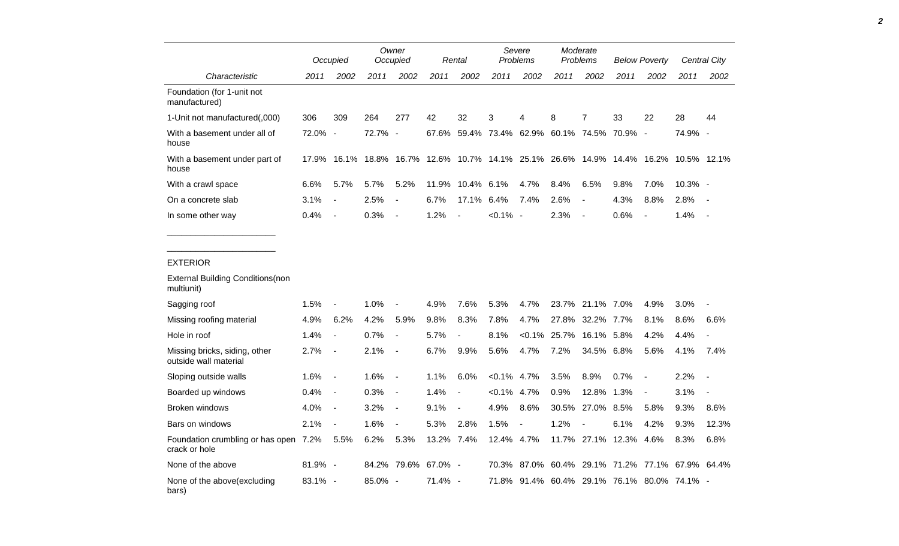| Characteristic | Occupied 2011 | Occupied 2002 | Owner Occupied 2011 | Owner Occupied 2002 | Rental 2011 | Rental 2002 | Severe Problems 2011 | Severe Problems 2002 | Moderate Problems 2011 | Moderate Problems 2002 | Below Poverty 2011 | Below Poverty 2002 | Central City 2011 | Central City 2002 |
|---|---|---|---|---|---|---|---|---|---|---|---|---|---|---|
| Foundation (for 1-unit not manufactured) | | | | | | | | | | | | | | |
| 1-Unit not manufactured(,000) | 306 | 309 | 264 | 277 | 42 | 32 | 3 | 4 | 8 | 7 | 33 | 22 | 28 | 44 |
| With a basement under all of house | 72.0% | - | 72.7% | - | 67.6% | 59.4% | 73.4% | 62.9% | 60.1% | 74.5% | 70.9% | - | 74.9% | - |
| With a basement under part of house | 17.9% | 16.1% | 18.8% | 16.7% | 12.6% | 10.7% | 14.1% | 25.1% | 26.6% | 14.9% | 14.4% | 16.2% | 10.5% | 12.1% |
| With a crawl space | 6.6% | 5.7% | 5.7% | 5.2% | 11.9% | 10.4% | 6.1% | 4.7% | 8.4% | 6.5% | 9.8% | 7.0% | 10.3% | - |
| On a concrete slab | 3.1% | - | 2.5% | - | 6.7% | 17.1% | 6.4% | 7.4% | 2.6% | - | 4.3% | 8.8% | 2.8% | - |
| In some other way | 0.4% | - | 0.3% | - | 1.2% | - | <0.1% | - | 2.3% | - | 0.6% | - | 1.4% | - |
| EXTERIOR | | | | | | | | | | | | | | |
| External Building Conditions(non multiunit) | | | | | | | | | | | | | | |
| Sagging roof | 1.5% | - | 1.0% | - | 4.9% | 7.6% | 5.3% | 4.7% | 23.7% | 21.1% | 7.0% | 4.9% | 3.0% | - |
| Missing roofing material | 4.9% | 6.2% | 4.2% | 5.9% | 9.8% | 8.3% | 7.8% | 4.7% | 27.8% | 32.2% | 7.7% | 8.1% | 8.6% | 6.6% |
| Hole in roof | 1.4% | - | 0.7% | - | 5.7% | - | 8.1% | <0.1% | 25.7% | 16.1% | 5.8% | 4.2% | 4.4% | - |
| Missing bricks, siding, other outside wall material | 2.7% | - | 2.1% | - | 6.7% | 9.9% | 5.6% | 4.7% | 7.2% | 34.5% | 6.8% | 5.6% | 4.1% | 7.4% |
| Sloping outside walls | 1.6% | - | 1.6% | - | 1.1% | 6.0% | <0.1% | 4.7% | 3.5% | 8.9% | 0.7% | - | 2.2% | - |
| Boarded up windows | 0.4% | - | 0.3% | - | 1.4% | - | <0.1% | 4.7% | 0.9% | 12.8% | 1.3% | - | 3.1% | - |
| Broken windows | 4.0% | - | 3.2% | - | 9.1% | - | 4.9% | 8.6% | 30.5% | 27.0% | 8.5% | 5.8% | 9.3% | 8.6% |
| Bars on windows | 2.1% | - | 1.6% | - | 5.3% | 2.8% | 1.5% | - | 1.2% | - | 6.1% | 4.2% | 9.3% | 12.3% |
| Foundation crumbling or has open crack or hole | 7.2% | 5.5% | 6.2% | 5.3% | 13.2% | 7.4% | 12.4% | 4.7% | 11.7% | 27.1% | 12.3% | 4.6% | 8.3% | 6.8% |
| None of the above | 81.9% | - | 84.2% | 79.6% | 67.0% | - | 70.3% | 87.0% | 60.4% | 29.1% | 71.2% | 77.1% | 67.9% | 64.4% |
| None of the above(excluding bars) | 83.1% | - | 85.0% | - | 71.4% | - | 71.8% | 91.4% | 60.4% | 29.1% | 76.1% | 80.0% | 74.1% | - |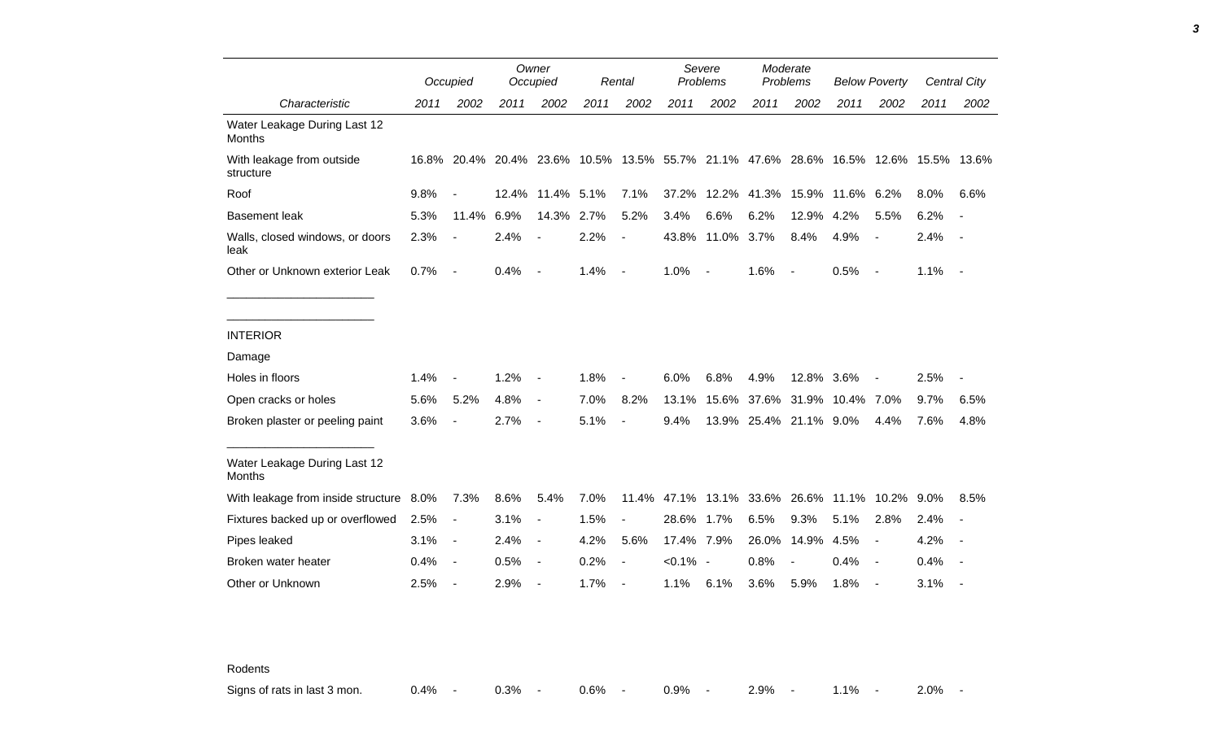| Characteristic | Occupied | | Owner Occupied | | Rental | | Severe Problems | | Moderate Problems | | Below Poverty | | Central City | |
|---|---|---|---|---|---|---|---|---|---|---|---|---|---|---|
| | 2011 | 2002 | 2011 | 2002 | 2011 | 2002 | 2011 | 2002 | 2011 | 2002 | 2011 | 2002 | 2011 | 2002 |
| Water Leakage During Last 12 Months | | | | | | | | | | | | | | |
| With leakage from outside structure | 16.8% | 20.4% | 20.4% | 23.6% | 10.5% | 13.5% | 55.7% | 21.1% | 47.6% | 28.6% | 16.5% | 12.6% | 15.5% | 13.6% |
| Roof | 9.8% | - | 12.4% | 11.4% | 5.1% | 7.1% | 37.2% | 12.2% | 41.3% | 15.9% | 11.6% | 6.2% | 8.0% | 6.6% |
| Basement leak | 5.3% | 11.4% | 6.9% | 14.3% | 2.7% | 5.2% | 3.4% | 6.6% | 6.2% | 12.9% | 4.2% | 5.5% | 6.2% | - |
| Walls, closed windows, or doors leak | 2.3% | - | 2.4% | - | 2.2% | - | 43.8% | 11.0% | 3.7% | 8.4% | 4.9% | - | 2.4% | - |
| Other or Unknown exterior Leak | 0.7% | - | 0.4% | - | 1.4% | - | 1.0% | - | 1.6% | - | 0.5% | - | 1.1% | - |
| INTERIOR | | | | | | | | | | | | | | |
| Damage | | | | | | | | | | | | | | |
| Holes in floors | 1.4% | - | 1.2% | - | 1.8% | - | 6.0% | 6.8% | 4.9% | 12.8% | 3.6% | - | 2.5% | - |
| Open cracks or holes | 5.6% | 5.2% | 4.8% | - | 7.0% | 8.2% | 13.1% | 15.6% | 37.6% | 31.9% | 10.4% | 7.0% | 9.7% | 6.5% |
| Broken plaster or peeling paint | 3.6% | - | 2.7% | - | 5.1% | - | 9.4% | 13.9% | 25.4% | 21.1% | 9.0% | 4.4% | 7.6% | 4.8% |
| Water Leakage During Last 12 Months | | | | | | | | | | | | | | |
| With leakage from inside structure | 8.0% | 7.3% | 8.6% | 5.4% | 7.0% | 11.4% | 47.1% | 13.1% | 33.6% | 26.6% | 11.1% | 10.2% | 9.0% | 8.5% |
| Fixtures backed up or overflowed | 2.5% | - | 3.1% | - | 1.5% | - | 28.6% | 1.7% | 6.5% | 9.3% | 5.1% | 2.8% | 2.4% | - |
| Pipes leaked | 3.1% | - | 2.4% | - | 4.2% | 5.6% | 17.4% | 7.9% | 26.0% | 14.9% | 4.5% | - | 4.2% | - |
| Broken water heater | 0.4% | - | 0.5% | - | 0.2% | - | <0.1% | - | 0.8% | - | 0.4% | - | 0.4% | - |
| Other or Unknown | 2.5% | - | 2.9% | - | 1.7% | - | 1.1% | 6.1% | 3.6% | 5.9% | 1.8% | - | 3.1% | - |
| Rodents | | | | | | | | | | | | | | |
| Signs of rats in last 3 mon. | 0.4% | - | 0.3% | - | 0.6% | - | 0.9% | - | 2.9% | - | 1.1% | - | 2.0% | - |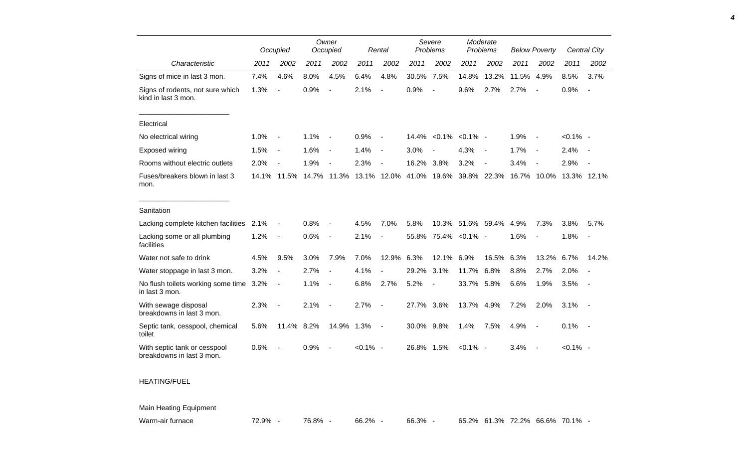| Characteristic | Occupied 2011 | Occupied 2002 | Owner Occupied 2011 | Owner Occupied 2002 | Rental 2011 | Rental 2002 | Severe Problems 2011 | Severe Problems 2002 | Moderate Problems 2011 | Moderate Problems 2002 | Below Poverty 2011 | Below Poverty 2002 | Central City 2011 | Central City 2002 |
|---|---|---|---|---|---|---|---|---|---|---|---|---|---|---|
| Signs of mice in last 3 mon. | 7.4% | 4.6% | 8.0% | 4.5% | 6.4% | 4.8% | 30.5% | 7.5% | 14.8% | 13.2% | 11.5% | 4.9% | 8.5% | 3.7% |
| Signs of rodents, not sure which kind in last 3 mon. | 1.3% | - | 0.9% | - | 2.1% | - | 0.9% | - | 9.6% | 2.7% | 2.7% | - | 0.9% | - |
| Electrical | | | | | | | | | | | | | | |
| No electrical wiring | 1.0% | - | 1.1% | - | 0.9% | - | 14.4% | <0.1% | <0.1% | - | 1.9% | - | <0.1% | - |
| Exposed wiring | 1.5% | - | 1.6% | - | 1.4% | - | 3.0% | - | 4.3% | - | 1.7% | - | 2.4% | - |
| Rooms without electric outlets | 2.0% | - | 1.9% | - | 2.3% | - | 16.2% | 3.8% | 3.2% | - | 3.4% | - | 2.9% | - |
| Fuses/breakers blown in last 3 mon. | 14.1% | 11.5% | 14.7% | 11.3% | 13.1% | 12.0% | 41.0% | 19.6% | 39.8% | 22.3% | 16.7% | 10.0% | 13.3% | 12.1% |
| Sanitation | | | | | | | | | | | | | | |
| Lacking complete kitchen facilities | 2.1% | - | 0.8% | - | 4.5% | 7.0% | 5.8% | 10.3% | 51.6% | 59.4% | 4.9% | 7.3% | 3.8% | 5.7% |
| Lacking some or all plumbing facilities | 1.2% | - | 0.6% | - | 2.1% | - | 55.8% | 75.4% | <0.1% | - | 1.6% | - | 1.8% | - |
| Water not safe to drink | 4.5% | 9.5% | 3.0% | 7.9% | 7.0% | 12.9% | 6.3% | 12.1% | 6.9% | 16.5% | 6.3% | 13.2% | 6.7% | 14.2% |
| Water stoppage in last 3 mon. | 3.2% | - | 2.7% | - | 4.1% | - | 29.2% | 3.1% | 11.7% | 6.8% | 8.8% | 2.7% | 2.0% | - |
| No flush toilets working some time in last 3 mon. | 3.2% | - | 1.1% | - | 6.8% | 2.7% | 5.2% | - | 33.7% | 5.8% | 6.6% | 1.9% | 3.5% | - |
| With sewage disposal breakdowns in last 3 mon. | 2.3% | - | 2.1% | - | 2.7% | - | 27.7% | 3.6% | 13.7% | 4.9% | 7.2% | 2.0% | 3.1% | - |
| Septic tank, cesspool, chemical toilet | 5.6% | 11.4% | 8.2% | 14.9% | 1.3% | - | 30.0% | 9.8% | 1.4% | 7.5% | 4.9% | - | 0.1% | - |
| With septic tank or cesspool breakdowns in last 3 mon. | 0.6% | - | 0.9% | - | <0.1% | - | 26.8% | 1.5% | <0.1% | - | 3.4% | - | <0.1% | - |
| HEATING/FUEL | | | | | | | | | | | | | | |
| Main Heating Equipment | | | | | | | | | | | | | | |
| Warm-air furnace | 72.9% | - | 76.8% | - | 66.2% | - | 66.3% | - | 65.2% | 61.3% | 72.2% | 66.6% | 70.1% | - |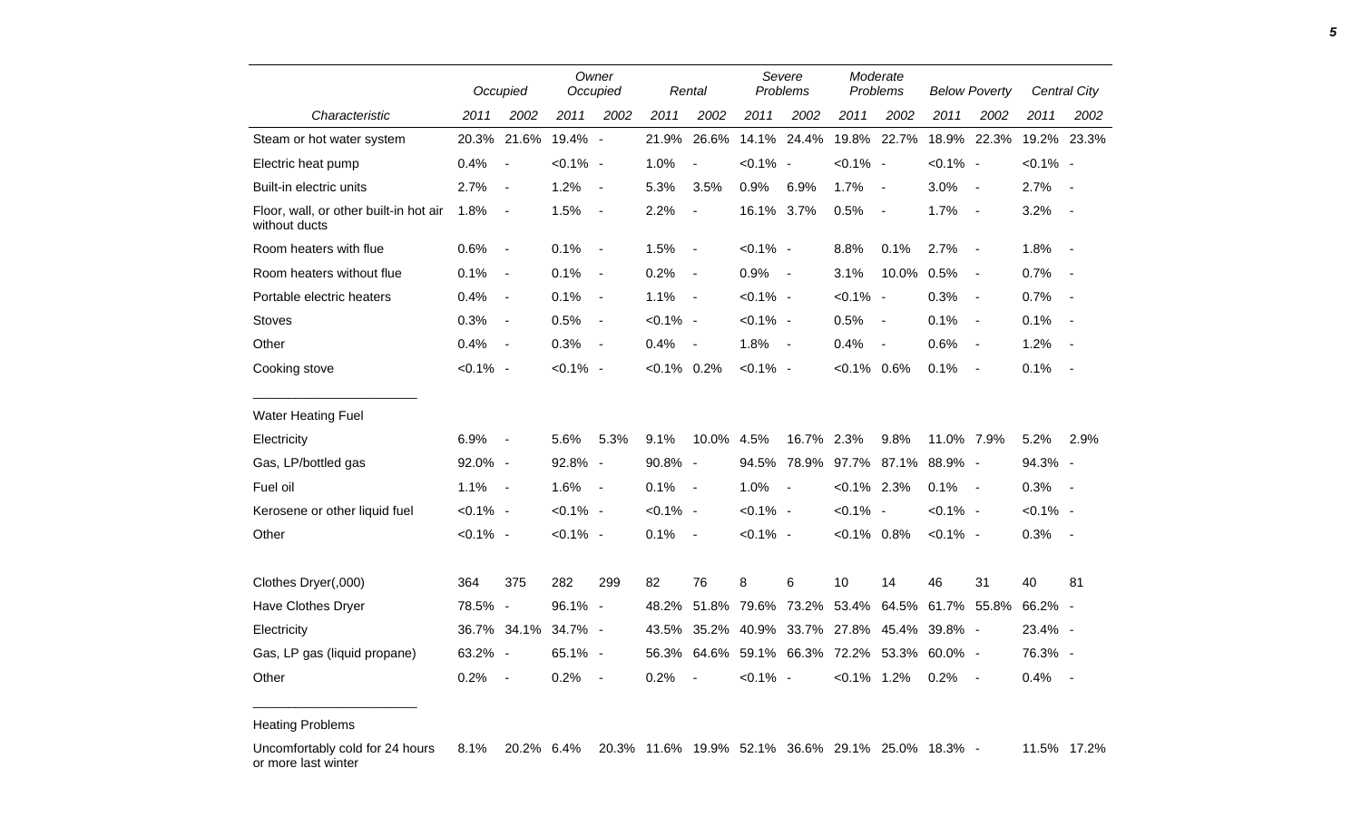| Characteristic | Occupied | | Owner Occupied | | Rental | | Severe Problems | | Moderate Problems | | Below Poverty | | Central City | |
|---|---|---|---|---|---|---|---|---|---|---|---|---|---|---|
| | 2011 | 2002 | 2011 | 2002 | 2011 | 2002 | 2011 | 2002 | 2011 | 2002 | 2011 | 2002 | 2011 | 2002 |
| Steam or hot water system | 20.3% | 21.6% | 19.4% | - | 21.9% | 26.6% | 14.1% | 24.4% | 19.8% | 22.7% | 18.9% | 22.3% | 19.2% | 23.3% |
| Electric heat pump | 0.4% | - | <0.1% | - | 1.0% | - | <0.1% | - | <0.1% | - | <0.1% | - | <0.1% | - |
| Built-in electric units | 2.7% | - | 1.2% | - | 5.3% | 3.5% | 0.9% | 6.9% | 1.7% | - | 3.0% | - | 2.7% | - |
| Floor, wall, or other built-in hot air without ducts | 1.8% | - | 1.5% | - | 2.2% | - | 16.1% | 3.7% | 0.5% | - | 1.7% | - | 3.2% | - |
| Room heaters with flue | 0.6% | - | 0.1% | - | 1.5% | - | <0.1% | - | 8.8% | 0.1% | 2.7% | - | 1.8% | - |
| Room heaters without flue | 0.1% | - | 0.1% | - | 0.2% | - | 0.9% | - | 3.1% | 10.0% | 0.5% | - | 0.7% | - |
| Portable electric heaters | 0.4% | - | 0.1% | - | 1.1% | - | <0.1% | - | <0.1% | - | 0.3% | - | 0.7% | - |
| Stoves | 0.3% | - | 0.5% | - | <0.1% | - | <0.1% | - | 0.5% | - | 0.1% | - | 0.1% | - |
| Other | 0.4% | - | 0.3% | - | 0.4% | - | 1.8% | - | 0.4% | - | 0.6% | - | 1.2% | - |
| Cooking stove | <0.1% | - | <0.1% | - | <0.1% | 0.2% | <0.1% | - | <0.1% | 0.6% | 0.1% | - | 0.1% | - |
| Water Heating Fuel | | | | | | | | | | | | | | |
| Electricity | 6.9% | - | 5.6% | 5.3% | 9.1% | 10.0% | 4.5% | 16.7% | 2.3% | 9.8% | 11.0% | 7.9% | 5.2% | 2.9% |
| Gas, LP/bottled gas | 92.0% | - | 92.8% | - | 90.8% | - | 94.5% | 78.9% | 97.7% | 87.1% | 88.9% | - | 94.3% | - |
| Fuel oil | 1.1% | - | 1.6% | - | 0.1% | - | 1.0% | - | <0.1% | 2.3% | 0.1% | - | 0.3% | - |
| Kerosene or other liquid fuel | <0.1% | - | <0.1% | - | <0.1% | - | <0.1% | - | <0.1% | - | <0.1% | - | <0.1% | - |
| Other | <0.1% | - | <0.1% | - | 0.1% | - | <0.1% | - | <0.1% | 0.8% | <0.1% | - | 0.3% | - |
| Clothes Dryer(,000) | 364 | 375 | 282 | 299 | 82 | 76 | 8 | 6 | 10 | 14 | 46 | 31 | 40 | 81 |
| Have Clothes Dryer | 78.5% | - | 96.1% | - | 48.2% | 51.8% | 79.6% | 73.2% | 53.4% | 64.5% | 61.7% | 55.8% | 66.2% | - |
| Electricity | 36.7% | 34.1% | 34.7% | - | 43.5% | 35.2% | 40.9% | 33.7% | 27.8% | 45.4% | 39.8% | - | 23.4% | - |
| Gas, LP gas (liquid propane) | 63.2% | - | 65.1% | - | 56.3% | 64.6% | 59.1% | 66.3% | 72.2% | 53.3% | 60.0% | - | 76.3% | - |
| Other | 0.2% | - | 0.2% | - | 0.2% | - | <0.1% | - | <0.1% | 1.2% | 0.2% | - | 0.4% | - |
| Heating Problems | | | | | | | | | | | | | | |
| Uncomfortably cold for 24 hours or more last winter | 8.1% | 20.2% | 6.4% | 20.3% | 11.6% | 19.9% | 52.1% | 36.6% | 29.1% | 25.0% | 18.3% | - | 11.5% | 17.2% |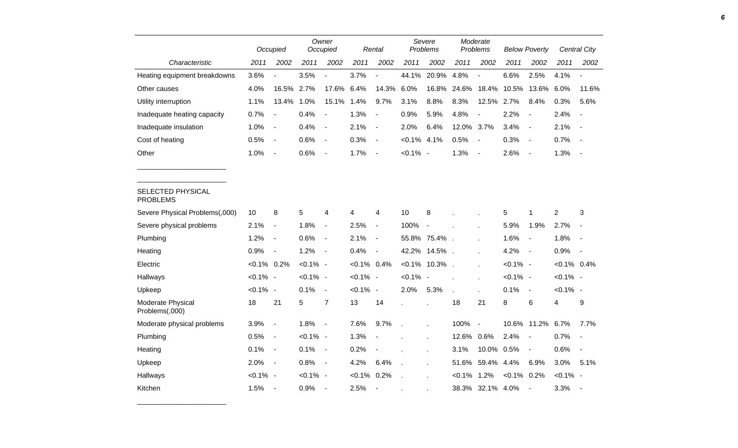| Characteristic | Occupied | | Owner Occupied | | Rental | | Severe Problems | | Moderate Problems | | Below Poverty | | Central City | |
|---|---|---|---|---|---|---|---|---|---|---|---|---|---|---|
| | 2011 | 2002 | 2011 | 2002 | 2011 | 2002 | 2011 | 2002 | 2011 | 2002 | 2011 | 2002 | 2011 | 2002 |
| Heating equipment breakdowns | 3.6% | - | 3.5% | - | 3.7% | - | 44.1% | 20.9% | 4.8% | - | 6.6% | 2.5% | 4.1% | - |
| Other causes | 4.0% | 16.5% | 2.7% | 17.6% | 6.4% | 14.3% | 6.0% | 16.8% | 24.6% | 18.4% | 10.5% | 13.6% | 6.0% | 11.6% |
| Utility interruption | 1.1% | 13.4% | 1.0% | 15.1% | 1.4% | 9.7% | 3.1% | 8.8% | 8.3% | 12.5% | 2.7% | 8.4% | 0.3% | 5.6% |
| Inadequate heating capacity | 0.7% | - | 0.4% | - | 1.3% | - | 0.9% | 5.9% | 4.8% | - | 2.2% | - | 2.4% | - |
| Inadequate insulation | 1.0% | - | 0.4% | - | 2.1% | - | 2.0% | 6.4% | 12.0% | 3.7% | 3.4% | - | 2.1% | - |
| Cost of heating | 0.5% | - | 0.6% | - | 0.3% | - | <0.1% | 4.1% | 0.5% | - | 0.3% | - | 0.7% | - |
| Other | 1.0% | - | 0.6% | - | 1.7% | - | <0.1% | - | 1.3% | - | 2.6% | - | 1.3% | - |
| SELECTED PHYSICAL PROBLEMS | | | | | | | | | | | | | | |
| Severe Physical Problems(,000) | 10 | 8 | 5 | 4 | 4 | 4 | 10 | 8 | . | . | 5 | 1 | 2 | 3 |
| Severe physical problems | 2.1% | - | 1.8% | - | 2.5% | - | 100% | - | . | . | 5.9% | 1.9% | 2.7% | - |
| Plumbing | 1.2% | - | 0.6% | - | 2.1% | - | 55.8% | 75.4% | . | . | 1.6% | - | 1.8% | - |
| Heating | 0.9% | - | 1.2% | - | 0.4% | - | 42.2% | 14.5% | . | . | 4.2% | - | 0.9% | - |
| Electric | <0.1% | 0.2% | <0.1% | - | <0.1% | 0.4% | <0.1% | 10.3% | . | . | <0.1% | - | <0.1% | 0.4% |
| Hallways | <0.1% | - | <0.1% | - | <0.1% | - | <0.1% | - | . | . | <0.1% | - | <0.1% | - |
| Upkeep | <0.1% | - | 0.1% | - | <0.1% | - | 2.0% | 5.3% | . | . | 0.1% | - | <0.1% | - |
| Moderate Physical Problems(,000) | 18 | 21 | 5 | 7 | 13 | 14 | . | . | 18 | 21 | 8 | 6 | 4 | 9 |
| Moderate physical problems | 3.9% | - | 1.8% | - | 7.6% | 9.7% | . | . | 100% | - | 10.6% | 11.2% | 6.7% | 7.7% |
| Plumbing | 0.5% | - | <0.1% | - | 1.3% | - | . | . | 12.6% | 0.6% | 2.4% | - | 0.7% | - |
| Heating | 0.1% | - | 0.1% | - | 0.2% | - | . | . | 3.1% | 10.0% | 0.5% | - | 0.6% | - |
| Upkeep | 2.0% | - | 0.8% | - | 4.2% | 6.4% | . | . | 51.6% | 59.4% | 4.4% | 6.9% | 3.0% | 5.1% |
| Hallways | <0.1% | - | <0.1% | - | <0.1% | 0.2% | . | . | <0.1% | 1.2% | <0.1% | 0.2% | <0.1% | - |
| Kitchen | 1.5% | - | 0.9% | - | 2.5% | - | . | . | 38.3% | 32.1% | 4.0% | - | 3.3% | - |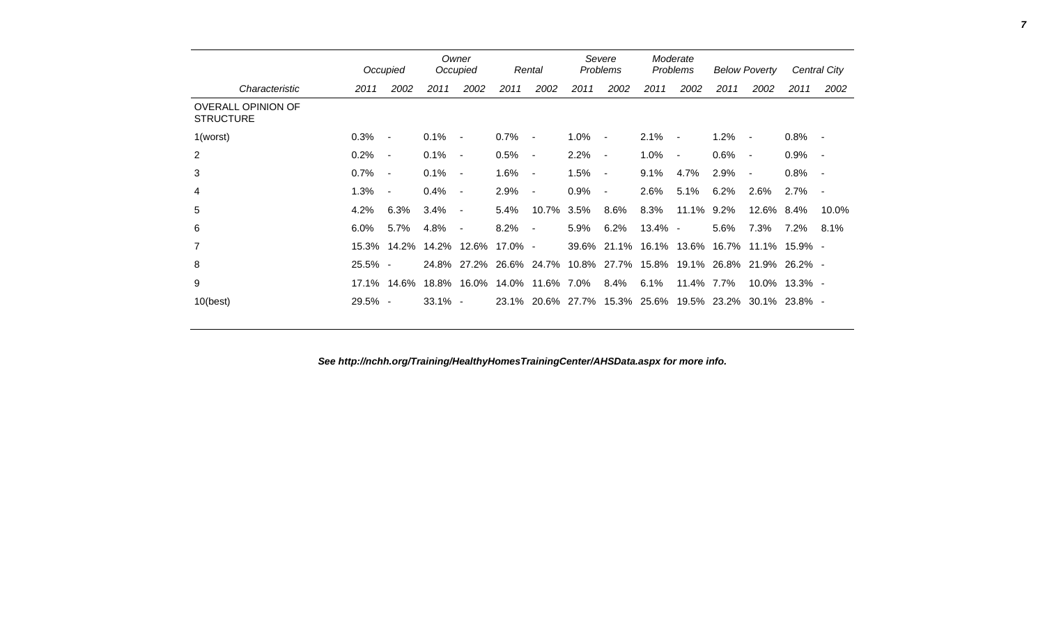| | Occupied | | Owner Occupied | | Rental | | Severe Problems | | Moderate Problems | | Below Poverty | | Central City | |
|---|---|---|---|---|---|---|---|---|---|---|---|---|---|---|
| Characteristic | 2011 | 2002 | 2011 | 2002 | 2011 | 2002 | 2011 | 2002 | 2011 | 2002 | 2011 | 2002 | 2011 | 2002 |
| OVERALL OPINION OF STRUCTURE | | | | | | | | | | | | | | |
| 1(worst) | 0.3% | - | 0.1% | - | 0.7% | - | 1.0% | - | 2.1% | - | 1.2% | - | 0.8% | - |
| 2 | 0.2% | - | 0.1% | - | 0.5% | - | 2.2% | - | 1.0% | - | 0.6% | - | 0.9% | - |
| 3 | 0.7% | - | 0.1% | - | 1.6% | - | 1.5% | - | 9.1% | 4.7% | 2.9% | - | 0.8% | - |
| 4 | 1.3% | - | 0.4% | - | 2.9% | - | 0.9% | - | 2.6% | 5.1% | 6.2% | 2.6% | 2.7% | - |
| 5 | 4.2% | 6.3% | 3.4% | - | 5.4% | 10.7% | 3.5% | 8.6% | 8.3% | 11.1% | 9.2% | 12.6% | 8.4% | 10.0% |
| 6 | 6.0% | 5.7% | 4.8% | - | 8.2% | - | 5.9% | 6.2% | 13.4% | - | 5.6% | 7.3% | 7.2% | 8.1% |
| 7 | 15.3% | 14.2% | 14.2% | 12.6% | 17.0% | - | 39.6% | 21.1% | 16.1% | 13.6% | 16.7% | 11.1% | 15.9% | - |
| 8 | 25.5% | - | 24.8% | 27.2% | 26.6% | 24.7% | 10.8% | 27.7% | 15.8% | 19.1% | 26.8% | 21.9% | 26.2% | - |
| 9 | 17.1% | 14.6% | 18.8% | 16.0% | 14.0% | 11.6% | 7.0% | 8.4% | 6.1% | 11.4% | 7.7% | 10.0% | 13.3% | - |
| 10(best) | 29.5% | - | 33.1% | - | 23.1% | 20.6% | 27.7% | 15.3% | 25.6% | 19.5% | 23.2% | 30.1% | 23.8% | - |

***See http://nchh.org/Training/HealthyHomesTrainingCenter/AHSData.aspx for more info.***